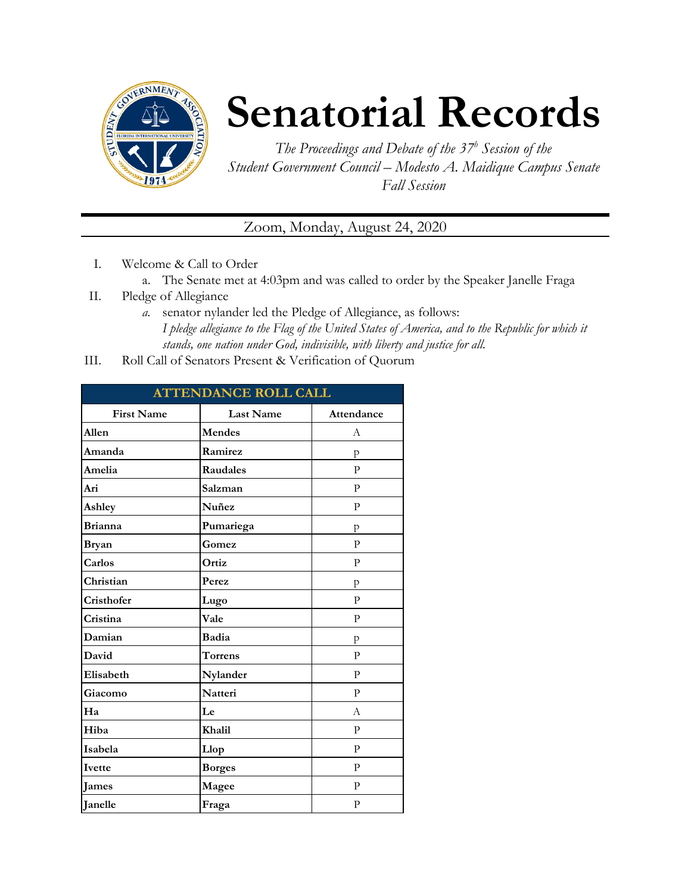# Senatorial Records

*The Proceedings and Debate of the 37^b Session of the Student Government Council – Modesto A. Maidique Campus Senate Fall Session*

Zoom, Monday, August 24, 2020

I. Welcome & Call to Order
   a. The Senate met at 4:03pm and was called to order by the Speaker Janelle Fraga

II. Pledge of Allegiance
   *a.* senator nylander led the Pledge of Allegiance, as follows:
   *I pledge allegiance to the Flag of the United States of America, and to the Republic for which it stands, one nation under God, indivisible, with liberty and justice for all.*

III. Roll Call of Senators Present & Verification of Quorum

| ATTENDANCE ROLL CALL | | |
|---|---|---|
| **First Name** | **Last Name** | **Attendance** |
| **Allen** | **Mendes** | A |
| **Amanda** | **Ramirez** | p |
| **Amelia** | **Raudales** | P |
| **Ari** | **Salzman** | P |
| **Ashley** | **Nuñez** | P |
| **Brianna** | **Pumariega** | p |
| **Bryan** | **Gomez** | P |
| **Carlos** | **Ortiz** | P |
| **Christian** | **Perez** | p |
| **Cristhofer** | **Lugo** | P |
| **Cristina** | **Vale** | P |
| **Damian** | **Badia** | p |
| **David** | **Torrens** | P |
| **Elisabeth** | **Nylander** | P |
| **Giacomo** | **Natteri** | P |
| **Ha** | **Le** | A |
| **Hiba** | **Khalil** | P |
| **Isabela** | **Llop** | P |
| **Ivette** | **Borges** | P |
| **James** | **Magee** | P |
| **Janelle** | **Fraga** | P |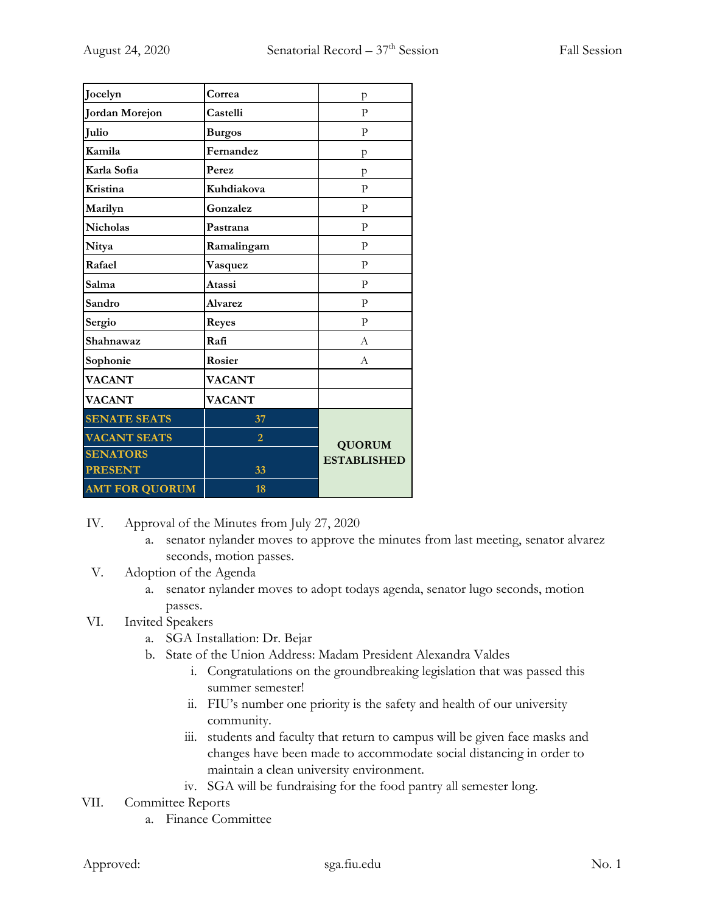| Jocelyn | Correa | p |
|---|---|---|
| Jordan Morejon | Castelli | P |
| Julio | Burgos | P |
| Kamila | Fernandez | p |
| Karla Sofia | Perez | p |
| Kristina | Kuhdiakova | P |
| Marilyn | Gonzalez | P |
| Nicholas | Pastrana | P |
| Nitya | Ramalingam | P |
| Rafael | Vasquez | P |
| Salma | Atassi | P |
| Sandro | Alvarez | P |
| Sergio | Reyes | P |
| Shahnawaz | Rafi | A |
| Sophonie | Rosier | A |
| VACANT | VACANT | |
| VACANT | VACANT | |
| SENATE SEATS | 37 | QUORUM ESTABLISHED |
| VACANT SEATS | 2 | |
| SENATORS PRESENT | 33 | |
| AMT FOR QUORUM | 18 | |

IV. Approval of the Minutes from July 27, 2020
   a. senator nylander moves to approve the minutes from last meeting, senator alvarez seconds, motion passes.

V. Adoption of the Agenda
   a. senator nylander moves to adopt todays agenda, senator lugo seconds, motion passes.

VI. Invited Speakers
   a. SGA Installation: Dr. Bejar
   b. State of the Union Address: Madam President Alexandra Valdes
      i. Congratulations on the groundbreaking legislation that was passed this summer semester!
      ii. FIU's number one priority is the safety and health of our university community.
      iii. students and faculty that return to campus will be given face masks and changes have been made to accommodate social distancing in order to maintain a clean university environment.
      iv. SGA will be fundraising for the food pantry all semester long.

VII. Committee Reports
   a. Finance Committee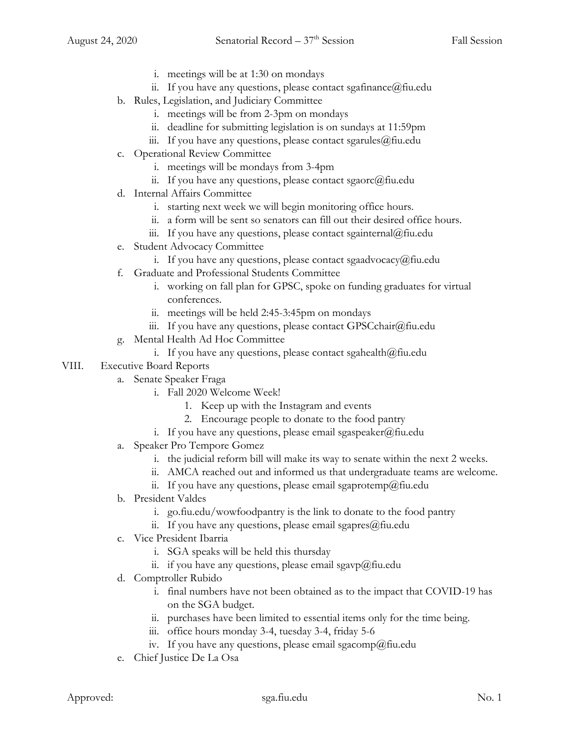i. meetings will be at 1:30 on mondays
    ii. If you have any questions, please contact sgafinance@fiu.edu

  b. Rules, Legislation, and Judiciary Committee
    i. meetings will be from 2-3pm on mondays
    ii. deadline for submitting legislation is on sundays at 11:59pm
    iii. If you have any questions, please contact sgarules@fiu.edu

  c. Operational Review Committee
    i. meetings will be mondays from 3-4pm
    ii. If you have any questions, please contact sgaorc@fiu.edu

  d. Internal Affairs Committee
    i. starting next week we will begin monitoring office hours.
    ii. a form will be sent so senators can fill out their desired office hours.
    iii. If you have any questions, please contact sgainternal@fiu.edu

  e. Student Advocacy Committee
    i. If you have any questions, please contact sgaadvocacy@fiu.edu

  f. Graduate and Professional Students Committee
    i. working on fall plan for GPSC, spoke on funding graduates for virtual conferences.
    ii. meetings will be held 2:45-3:45pm on mondays
    iii. If you have any questions, please contact GPSCchair@fiu.edu

  g. Mental Health Ad Hoc Committee
    i. If you have any questions, please contact sgahealth@fiu.edu

VIII. Executive Board Reports

  a. Senate Speaker Fraga
    i. Fall 2020 Welcome Week!
      1. Keep up with the Instagram and events
      2. Encourage people to donate to the food pantry
    i. If you have any questions, please email sgaspeaker@fiu.edu

  a. Speaker Pro Tempore Gomez
    i. the judicial reform bill will make its way to senate within the next 2 weeks.
    ii. AMCA reached out and informed us that undergraduate teams are welcome.
    ii. If you have any questions, please email sgaprotemp@fiu.edu

  b. President Valdes
    i. go.fiu.edu/wowfoodpantry is the link to donate to the food pantry
    ii. If you have any questions, please email sgapres@fiu.edu

  c. Vice President Ibarria
    i. SGA speaks will be held this thursday
    ii. if you have any questions, please email sgavp@fiu.edu

  d. Comptroller Rubido
    i. final numbers have not been obtained as to the impact that COVID-19 has on the SGA budget.
    ii. purchases have been limited to essential items only for the time being.
    iii. office hours monday 3-4, tuesday 3-4, friday 5-6
    iv. If you have any questions, please email sgacomp@fiu.edu

  e. Chief Justice De La Osa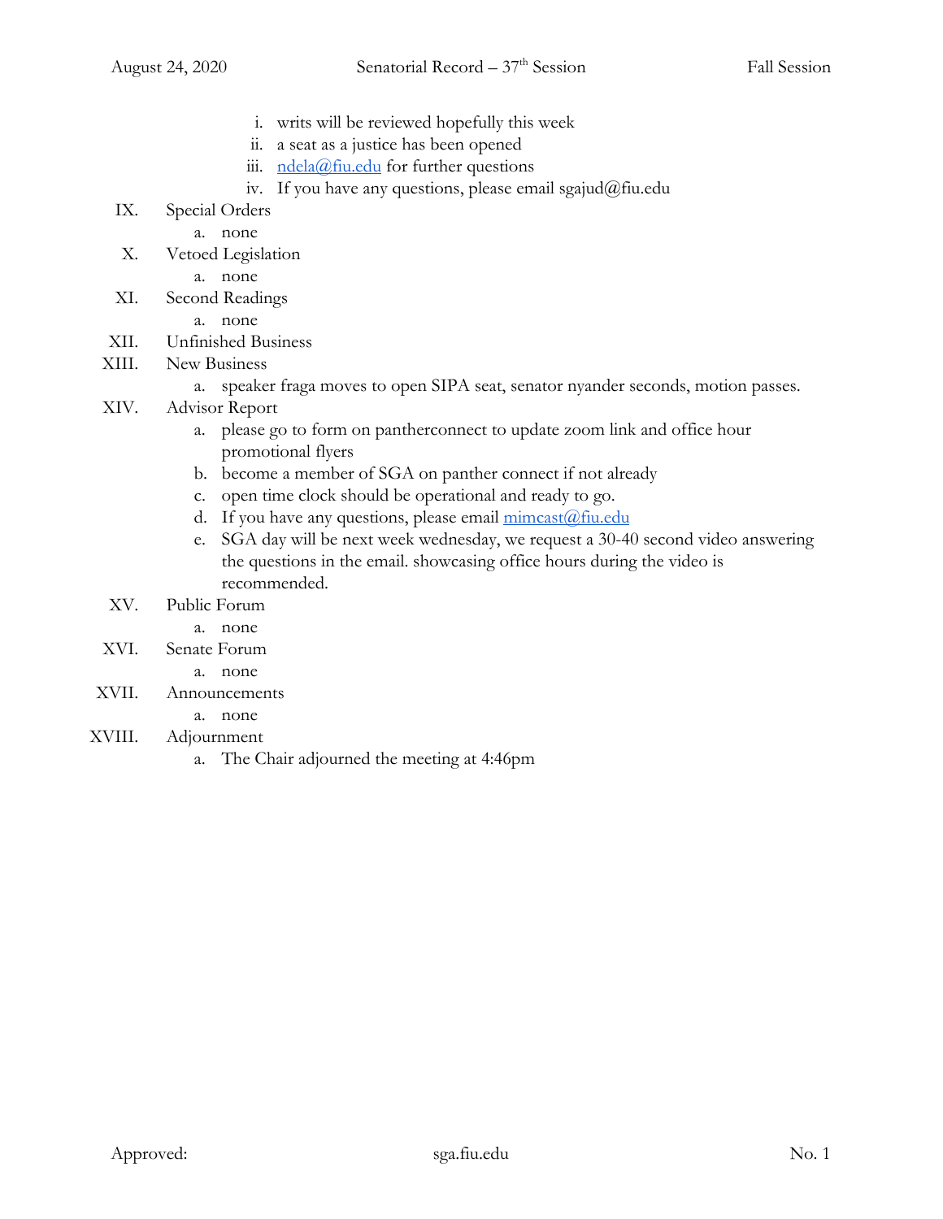i. writes will be reviewed hopefully this week
ii. a seat as a justice has been opened
iii. ndela@fiu.edu for further questions
iv. If you have any questions, please email sgajud@fiu.edu

IX. Special Orders
   a. none

X. Vetoed Legislation
   a. none

XI. Second Readings
   a. none

XII. Unfinished Business

XIII. New Business
   a. speaker fraga moves to open SIPA seat, senator nyander seconds, motion passes.

XIV. Advisor Report
   a. please go to form on pantherconnect to update zoom link and office hour promotional flyers
   b. become a member of SGA on panther connect if not already
   c. open time clock should be operational and ready to go.
   d. If you have any questions, please email mimcast@fiu.edu
   e. SGA day will be next week wednesday, we request a 30-40 second video answering the questions in the email. showcasing office hours during the video is recommended.

XV. Public Forum
   a. none

XVI. Senate Forum
   a. none

XVII. Announcements
   a. none

XVIII. Adjournment
   a. The Chair adjourned the meeting at 4:46pm

Approved: